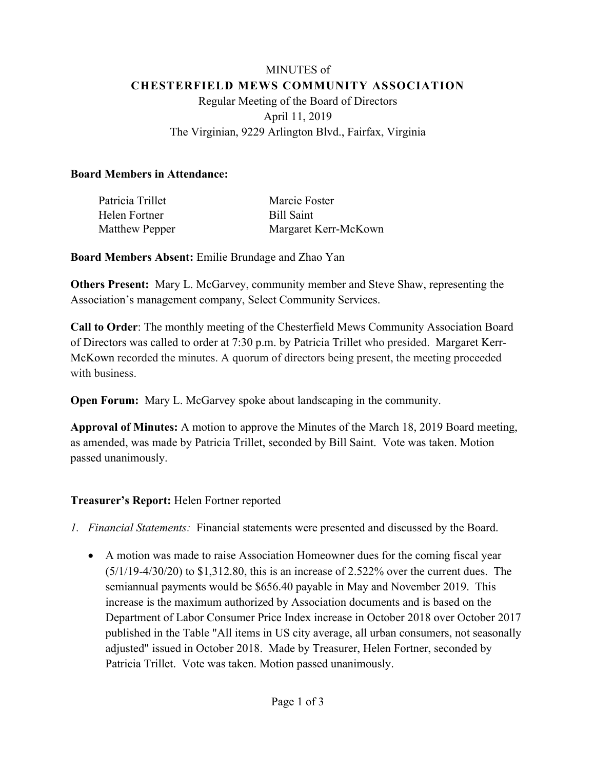MINUTES of

# CHESTERFIELD MEWS COMMUNITY ASSOCIATION

Regular Meeting of the Board of Directors
April 11, 2019
The Virginian, 9229 Arlington Blvd., Fairfax, Virginia

**Board Members in Attendance:**

| | |
|---|---|
| Patricia Trillet | Marcie Foster |
| Helen Fortner | Bill Saint |
| Matthew Pepper | Margaret Kerr-McKown |

**Board Members Absent:** Emilie Brundage and Zhao Yan

**Others Present:** Mary L. McGarvey, community member and Steve Shaw, representing the Association's management company, Select Community Services.

**Call to Order**: The monthly meeting of the Chesterfield Mews Community Association Board of Directors was called to order at 7:30 p.m. by Patricia Trillet who presided. Margaret Kerr-McKown recorded the minutes. A quorum of directors being present, the meeting proceeded with business.

**Open Forum:** Mary L. McGarvey spoke about landscaping in the community.

**Approval of Minutes:** A motion to approve the Minutes of the March 18, 2019 Board meeting, as amended, was made by Patricia Trillet, seconded by Bill Saint. Vote was taken. Motion passed unanimously.

**Treasurer's Report:** Helen Fortner reported

1. *Financial Statements:* Financial statements were presented and discussed by the Board.

   - A motion was made to raise Association Homeowner dues for the coming fiscal year (5/1/19-4/30/20) to $1,312.80, this is an increase of 2.522% over the current dues. The semiannual payments would be $656.40 payable in May and November 2019. This increase is the maximum authorized by Association documents and is based on the Department of Labor Consumer Price Index increase in October 2018 over October 2017 published in the Table "All items in US city average, all urban consumers, not seasonally adjusted" issued in October 2018. Made by Treasurer, Helen Fortner, seconded by Patricia Trillet. Vote was taken. Motion passed unanimously.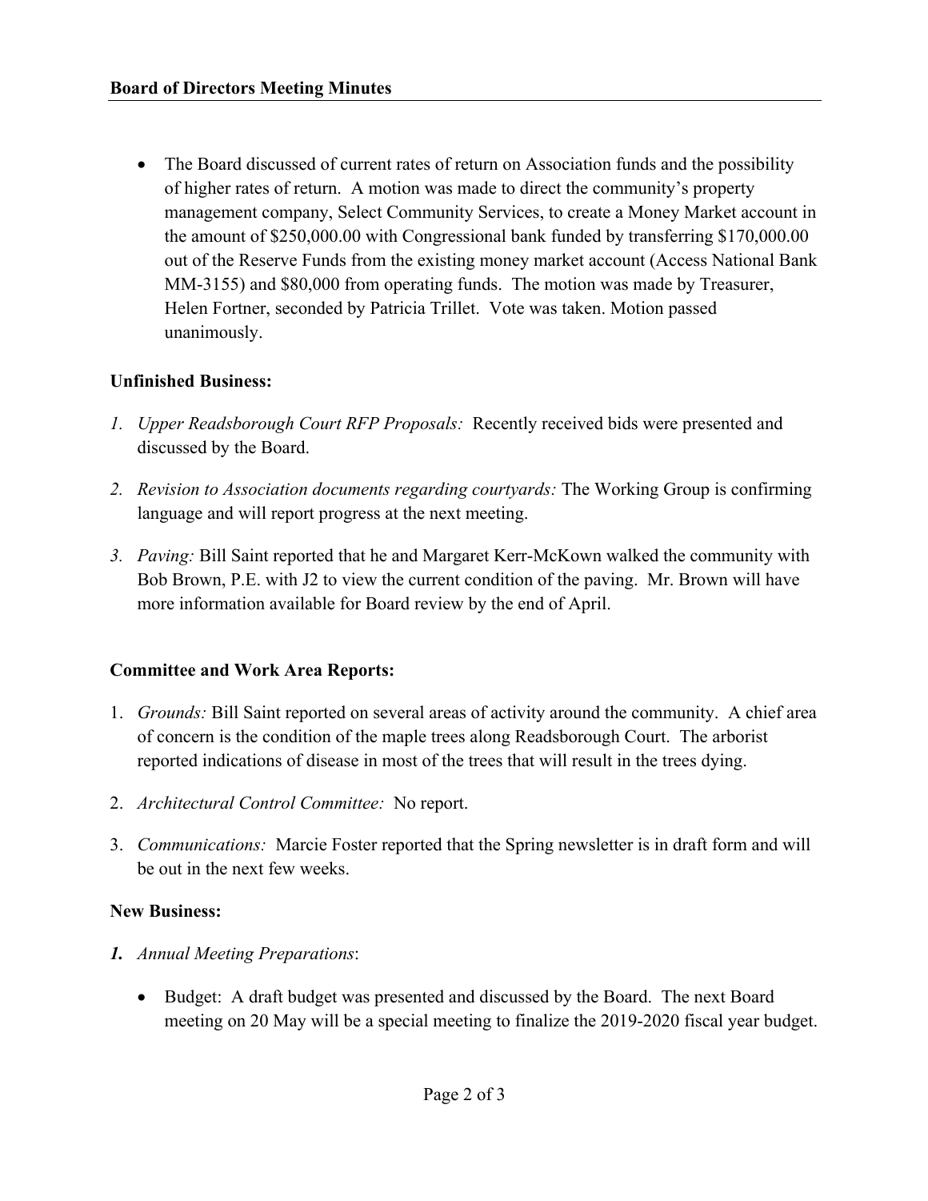- The Board discussed of current rates of return on Association funds and the possibility of higher rates of return. A motion was made to direct the community's property management company, Select Community Services, to create a Money Market account in the amount of $250,000.00 with Congressional bank funded by transferring $170,000.00 out of the Reserve Funds from the existing money market account (Access National Bank MM-3155) and $80,000 from operating funds. The motion was made by Treasurer, Helen Fortner, seconded by Patricia Trillet. Vote was taken. Motion passed unanimously.

**Unfinished Business:**

1. *Upper Readsborough Court RFP Proposals:* Recently received bids were presented and discussed by the Board.
2. *Revision to Association documents regarding courtyards:* The Working Group is confirming language and will report progress at the next meeting.
3. *Paving:* Bill Saint reported that he and Margaret Kerr-McKown walked the community with Bob Brown, P.E. with J2 to view the current condition of the paving. Mr. Brown will have more information available for Board review by the end of April.

**Committee and Work Area Reports:**

1. *Grounds:* Bill Saint reported on several areas of activity around the community. A chief area of concern is the condition of the maple trees along Readsborough Court. The arborist reported indications of disease in most of the trees that will result in the trees dying.
2. *Architectural Control Committee:* No report.
3. *Communications:* Marcie Foster reported that the Spring newsletter is in draft form and will be out in the next few weeks.

**New Business:**

1. *Annual Meeting Preparations*:
   - Budget: A draft budget was presented and discussed by the Board. The next Board meeting on 20 May will be a special meeting to finalize the 2019-2020 fiscal year budget.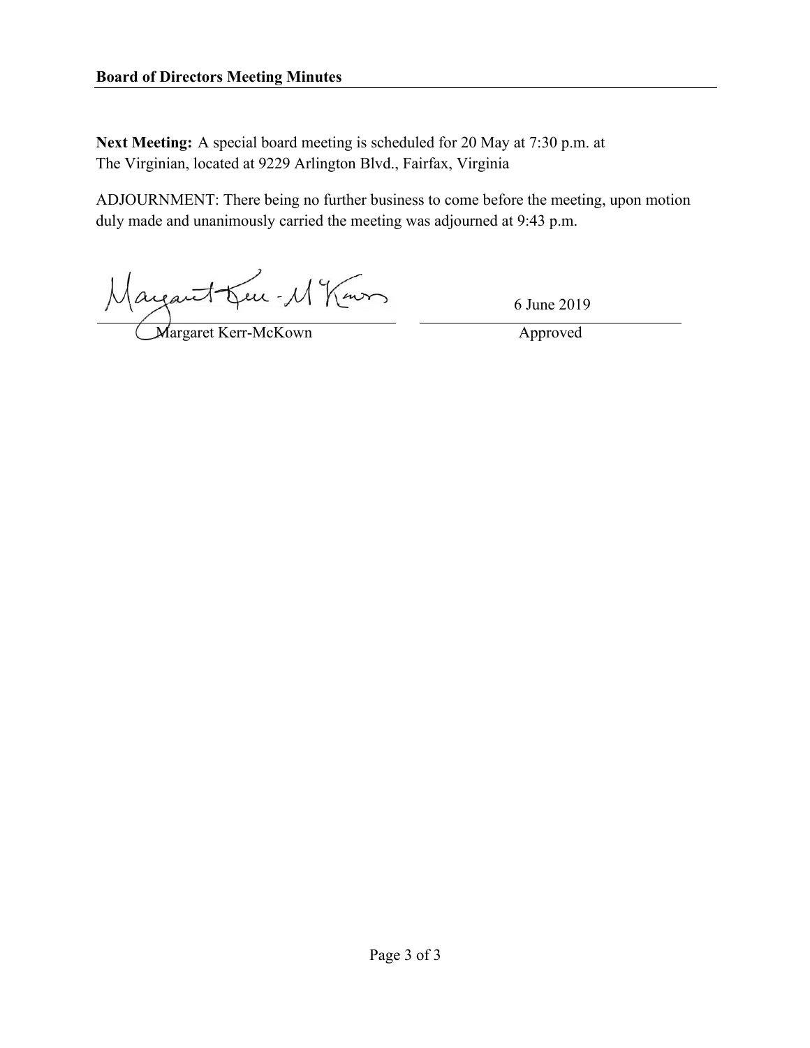**Next Meeting:** A special board meeting is scheduled for 20 May at 7:30 p.m. at The Virginian, located at 9229 Arlington Blvd., Fairfax, Virginia

ADJOURNMENT: There being no further business to come before the meeting, upon motion duly made and unanimously carried the meeting was adjourned at 9:43 p.m.

Margaret Kerr-McKown

6 June 2019
Approved